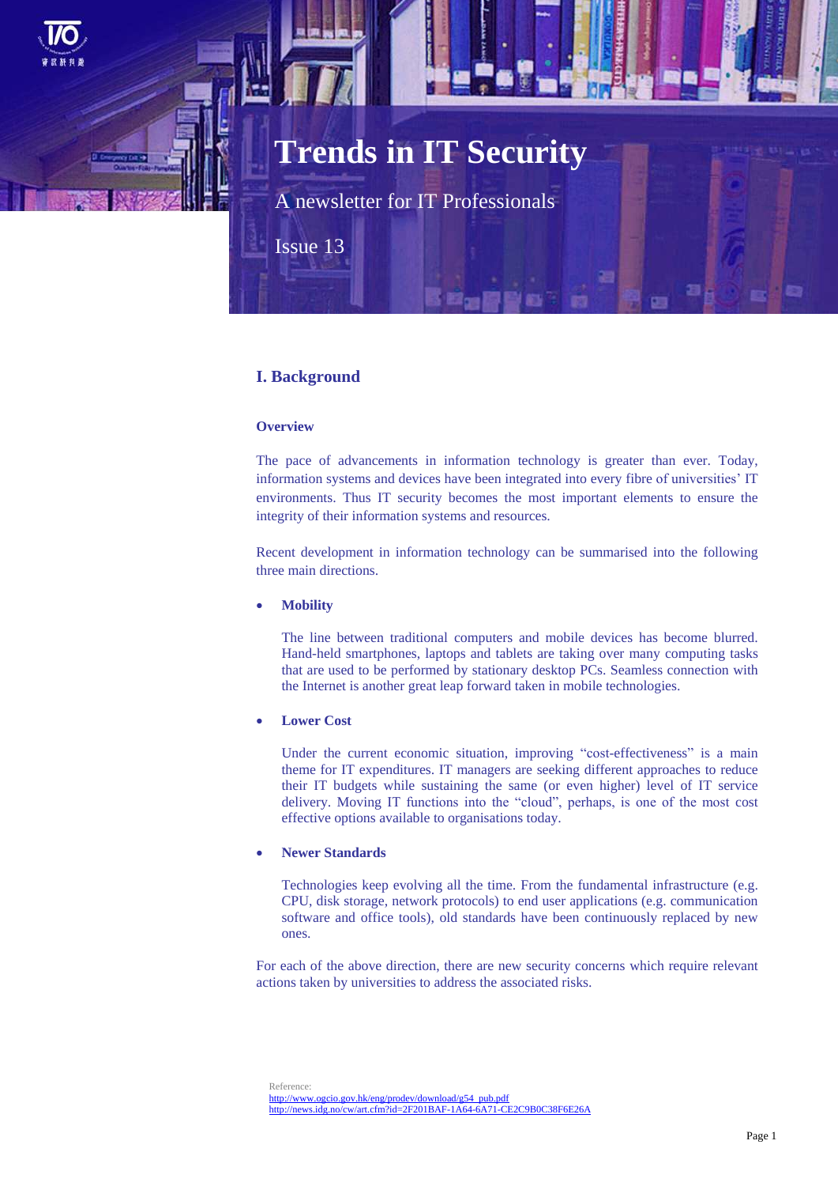# Trends in IT Security

A newsletter for IT Professionals

Issue 13

## I. Background

### Overview

The pace of advancements in information technology is greater than ever. Today, information systems and devices have been integrated into every fibre of universities' IT environments. Thus IT security becomes the most important elements to ensure the integrity of their information systems and resources.

Recent development in information technology can be summarised into the following three main directions.

- **Mobility**

  The line between traditional computers and mobile devices has become blurred. Hand-held smartphones, laptops and tablets are taking over many computing tasks that are used to be performed by stationary desktop PCs. Seamless connection with the Internet is another great leap forward taken in mobile technologies.

- **Lower Cost**

  Under the current economic situation, improving "cost-effectiveness" is a main theme for IT expenditures. IT managers are seeking different approaches to reduce their IT budgets while sustaining the same (or even higher) level of IT service delivery. Moving IT functions into the "cloud", perhaps, is one of the most cost effective options available to organisations today.

- **Newer Standards**

  Technologies keep evolving all the time. From the fundamental infrastructure (e.g. CPU, disk storage, network protocols) to end user applications (e.g. communication software and office tools), old standards have been continuously replaced by new ones.

For each of the above direction, there are new security concerns which require relevant actions taken by universities to address the associated risks.

Reference:
http://www.ogcio.gov.hk/eng/prodev/download/g54_pub.pdf
http://news.idg.no/cw/art.cfm?id=2F201BAF-1A64-6A71-CE2C9B0C38F6E26A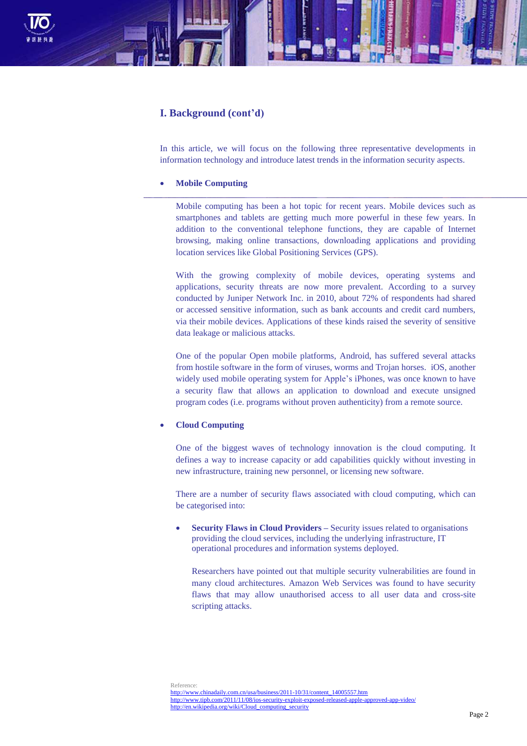## I. Background (cont'd)

In this article, we will focus on the following three representative developments in information technology and introduce latest trends in the information security aspects.

- **Mobile Computing**

  Mobile computing has been a hot topic for recent years. Mobile devices such as smartphones and tablets are getting much more powerful in these few years. In addition to the conventional telephone functions, they are capable of Internet browsing, making online transactions, downloading applications and providing location services like Global Positioning Services (GPS).

  With the growing complexity of mobile devices, operating systems and applications, security threats are now more prevalent. According to a survey conducted by Juniper Network Inc. in 2010, about 72% of respondents had shared or accessed sensitive information, such as bank accounts and credit card numbers, via their mobile devices. Applications of these kinds raised the severity of sensitive data leakage or malicious attacks.

  One of the popular Open mobile platforms, Android, has suffered several attacks from hostile software in the form of viruses, worms and Trojan horses. iOS, another widely used mobile operating system for Apple's iPhones, was once known to have a security flaw that allows an application to download and execute unsigned program codes (i.e. programs without proven authenticity) from a remote source.

- **Cloud Computing**

  One of the biggest waves of technology innovation is the cloud computing. It defines a way to increase capacity or add capabilities quickly without investing in new infrastructure, training new personnel, or licensing new software.

  There are a number of security flaws associated with cloud computing, which can be categorised into:

  - **Security Flaws in Cloud Providers** – Security issues related to organisations providing the cloud services, including the underlying infrastructure, IT operational procedures and information systems deployed.

    Researchers have pointed out that multiple security vulnerabilities are found in many cloud architectures. Amazon Web Services was found to have security flaws that may allow unauthorised access to all user data and cross-site scripting attacks.

Reference:
http://www.chinadaily.com.cn/usa/business/2011-10/31/content_14005557.htm
http://www.tipb.com/2011/11/08/ios-security-exploit-exposed-released-apple-approved-app-video/
http://en.wikipedia.org/wiki/Cloud_computing_security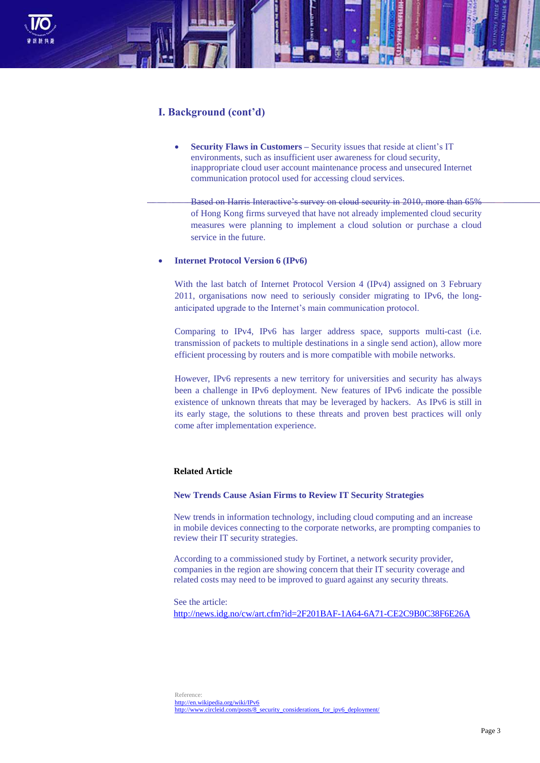## I. Background (cont'd)

- **Security Flaws in Customers** – Security issues that reside at client's IT environments, such as insufficient user awareness for cloud security, inappropriate cloud user account maintenance process and unsecured Internet communication protocol used for accessing cloud services.

  Based on Harris Interactive's survey on cloud security in 2010, more than 65% of Hong Kong firms surveyed that have not already implemented cloud security measures were planning to implement a cloud solution or purchase a cloud service in the future.

- **Internet Protocol Version 6 (IPv6)**

  With the last batch of Internet Protocol Version 4 (IPv4) assigned on 3 February 2011, organisations now need to seriously consider migrating to IPv6, the long-anticipated upgrade to the Internet's main communication protocol.

  Comparing to IPv4, IPv6 has larger address space, supports multi-cast (i.e. transmission of packets to multiple destinations in a single send action), allow more efficient processing by routers and is more compatible with mobile networks.

  However, IPv6 represents a new territory for universities and security has always been a challenge in IPv6 deployment. New features of IPv6 indicate the possible existence of unknown threats that may be leveraged by hackers. As IPv6 is still in its early stage, the solutions to these threats and proven best practices will only come after implementation experience.

**Related Article**

**New Trends Cause Asian Firms to Review IT Security Strategies**

New trends in information technology, including cloud computing and an increase in mobile devices connecting to the corporate networks, are prompting companies to review their IT security strategies.

According to a commissioned study by Fortinet, a network security provider, companies in the region are showing concern that their IT security coverage and related costs may need to be improved to guard against any security threats.

See the article:
http://news.idg.no/cw/art.cfm?id=2F201BAF-1A64-6A71-CE2C9B0C38F6E26A

Reference:
http://en.wikipedia.org/wiki/IPv6
http://www.circleid.com/posts/8_security_considerations_for_ipv6_deployment/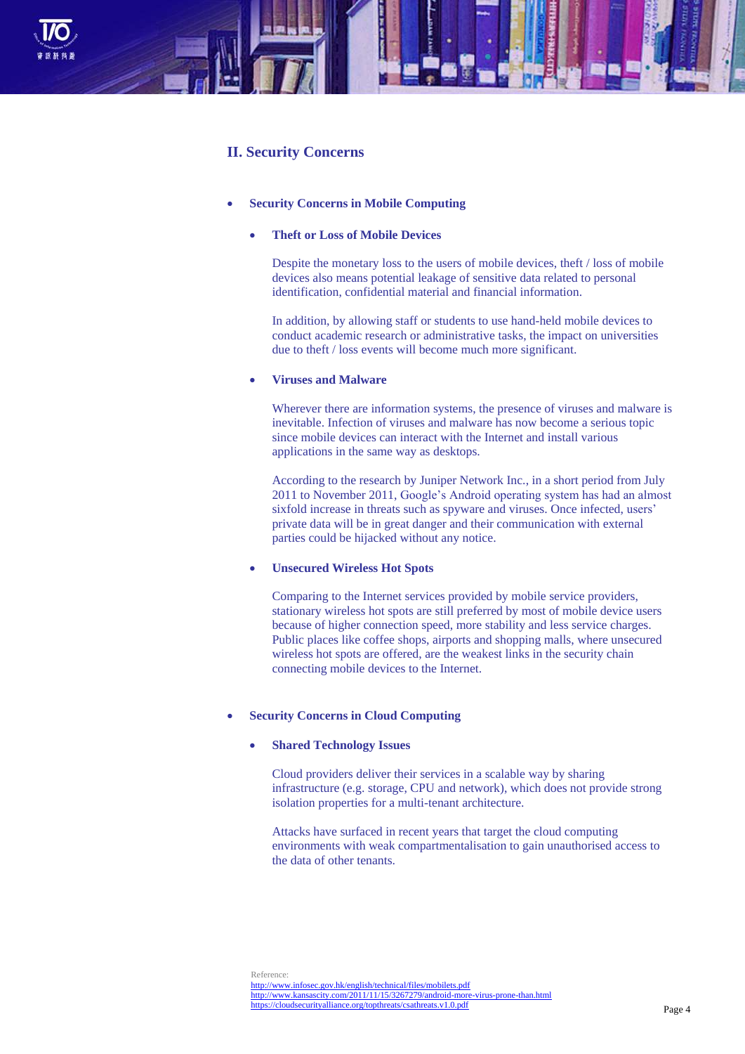## II. Security Concerns

- **Security Concerns in Mobile Computing**

  - **Theft or Loss of Mobile Devices**

    Despite the monetary loss to the users of mobile devices, theft / loss of mobile devices also means potential leakage of sensitive data related to personal identification, confidential material and financial information.

    In addition, by allowing staff or students to use hand-held mobile devices to conduct academic research or administrative tasks, the impact on universities due to theft / loss events will become much more significant.

  - **Viruses and Malware**

    Wherever there are information systems, the presence of viruses and malware is inevitable. Infection of viruses and malware has now become a serious topic since mobile devices can interact with the Internet and install various applications in the same way as desktops.

    According to the research by Juniper Network Inc., in a short period from July 2011 to November 2011, Google's Android operating system has had an almost sixfold increase in threats such as spyware and viruses. Once infected, users' private data will be in great danger and their communication with external parties could be hijacked without any notice.

  - **Unsecured Wireless Hot Spots**

    Comparing to the Internet services provided by mobile service providers, stationary wireless hot spots are still preferred by most of mobile device users because of higher connection speed, more stability and less service charges. Public places like coffee shops, airports and shopping malls, where unsecured wireless hot spots are offered, are the weakest links in the security chain connecting mobile devices to the Internet.

- **Security Concerns in Cloud Computing**

  - **Shared Technology Issues**

    Cloud providers deliver their services in a scalable way by sharing infrastructure (e.g. storage, CPU and network), which does not provide strong isolation properties for a multi-tenant architecture.

    Attacks have surfaced in recent years that target the cloud computing environments with weak compartmentalisation to gain unauthorised access to the data of other tenants.

Reference:
http://www.infosec.gov.hk/english/technical/files/mobilets.pdf
http://www.kansascity.com/2011/11/15/3267279/android-more-virus-prone-than.html
https://cloudsecurityalliance.org/topthreats/csathreats.v1.0.pdf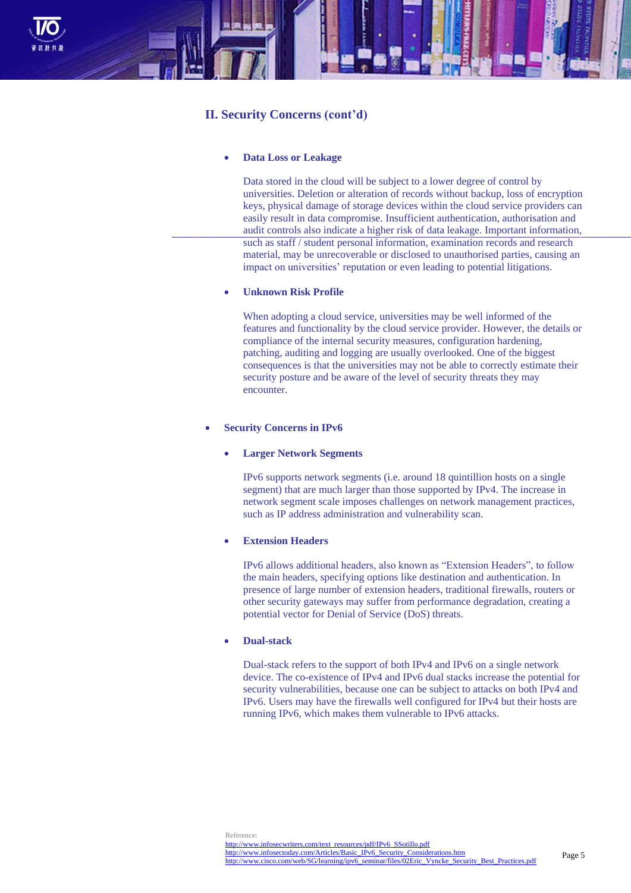## II. Security Concerns (cont'd)

- **Data Loss or Leakage**

  Data stored in the cloud will be subject to a lower degree of control by universities. Deletion or alteration of records without backup, loss of encryption keys, physical damage of storage devices within the cloud service providers can easily result in data compromise. Insufficient authentication, authorisation and audit controls also indicate a higher risk of data leakage. Important information, such as staff / student personal information, examination records and research material, may be unrecoverable or disclosed to unauthorised parties, causing an impact on universities' reputation or even leading to potential litigations.

- **Unknown Risk Profile**

  When adopting a cloud service, universities may be well informed of the features and functionality by the cloud service provider. However, the details or compliance of the internal security measures, configuration hardening, patching, auditing and logging are usually overlooked. One of the biggest consequences is that the universities may not be able to correctly estimate their security posture and be aware of the level of security threats they may encounter.

- **Security Concerns in IPv6**

  - **Larger Network Segments**

    IPv6 supports network segments (i.e. around 18 quintillion hosts on a single segment) that are much larger than those supported by IPv4. The increase in network segment scale imposes challenges on network management practices, such as IP address administration and vulnerability scan.

  - **Extension Headers**

    IPv6 allows additional headers, also known as "Extension Headers", to follow the main headers, specifying options like destination and authentication. In presence of large number of extension headers, traditional firewalls, routers or other security gateways may suffer from performance degradation, creating a potential vector for Denial of Service (DoS) threats.

  - **Dual-stack**

    Dual-stack refers to the support of both IPv4 and IPv6 on a single network device. The co-existence of IPv4 and IPv6 dual stacks increase the potential for security vulnerabilities, because one can be subject to attacks on both IPv4 and IPv6. Users may have the firewalls well configured for IPv4 but their hosts are running IPv6, which makes them vulnerable to IPv6 attacks.

Reference:
http://www.infosecwriters.com/text_resources/pdf/IPv6_SSotillo.pdf
http://www.infosectoday.com/Articles/Basic_IPv6_Security_Considerations.htm
http://www.cisco.com/web/SG/learning/ipv6_seminar/files/02Eric_Vyncke_Security_Best_Practices.pdf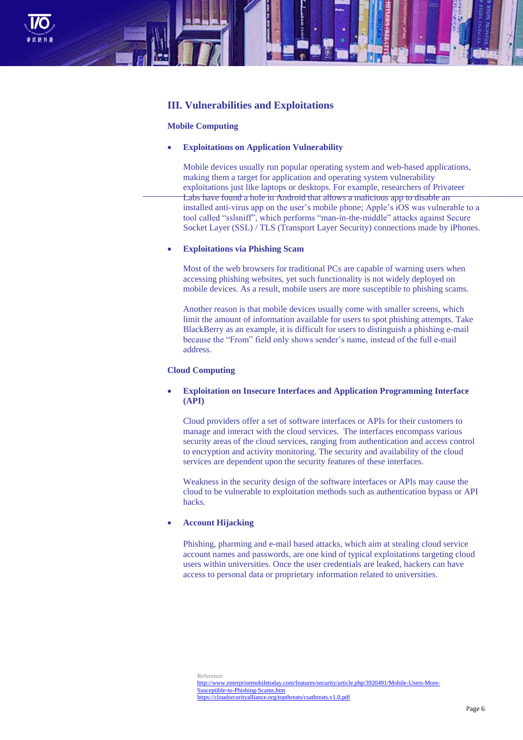## III. Vulnerabilities and Exploitations

### Mobile Computing

- **Exploitations on Application Vulnerability**

  Mobile devices usually run popular operating system and web-based applications, making them a target for application and operating system vulnerability exploitations just like laptops or desktops. For example, researchers of Privateer Labs have found a hole in Android that allows a malicious app to disable an installed anti-virus app on the user's mobile phone; Apple's iOS was vulnerable to a tool called "sslsniff", which performs "man-in-the-middle" attacks against Secure Socket Layer (SSL) / TLS (Transport Layer Security) connections made by iPhones.

- **Exploitations via Phishing Scam**

  Most of the web browsers for traditional PCs are capable of warning users when accessing phishing websites, yet such functionality is not widely deployed on mobile devices. As a result, mobile users are more susceptible to phishing scams.

  Another reason is that mobile devices usually come with smaller screens, which limit the amount of information available for users to spot phishing attempts. Take BlackBerry as an example, it is difficult for users to distinguish a phishing e-mail because the "From" field only shows sender's name, instead of the full e-mail address.

### Cloud Computing

- **Exploitation on Insecure Interfaces and Application Programming Interface (API)**

  Cloud providers offer a set of software interfaces or APIs for their customers to manage and interact with the cloud services. The interfaces encompass various security areas of the cloud services, ranging from authentication and access control to encryption and activity monitoring. The security and availability of the cloud services are dependent upon the security features of these interfaces.

  Weakness in the security design of the software interfaces or APIs may cause the cloud to be vulnerable to exploitation methods such as authentication bypass or API hacks.

- **Account Hijacking**

  Phishing, pharming and e-mail based attacks, which aim at stealing cloud service account names and passwords, are one kind of typical exploitations targeting cloud users within universities. Once the user credentials are leaked, hackers can have access to personal data or proprietary information related to universities.

Reference:
http://www.enterprisemobiletoday.com/features/security/article.php/3920491/Mobile-Users-More-Susceptible-to-Phishing-Scams.htm
https://cloudsecurityalliance.org/topthreats/csathreats.v1.0.pdf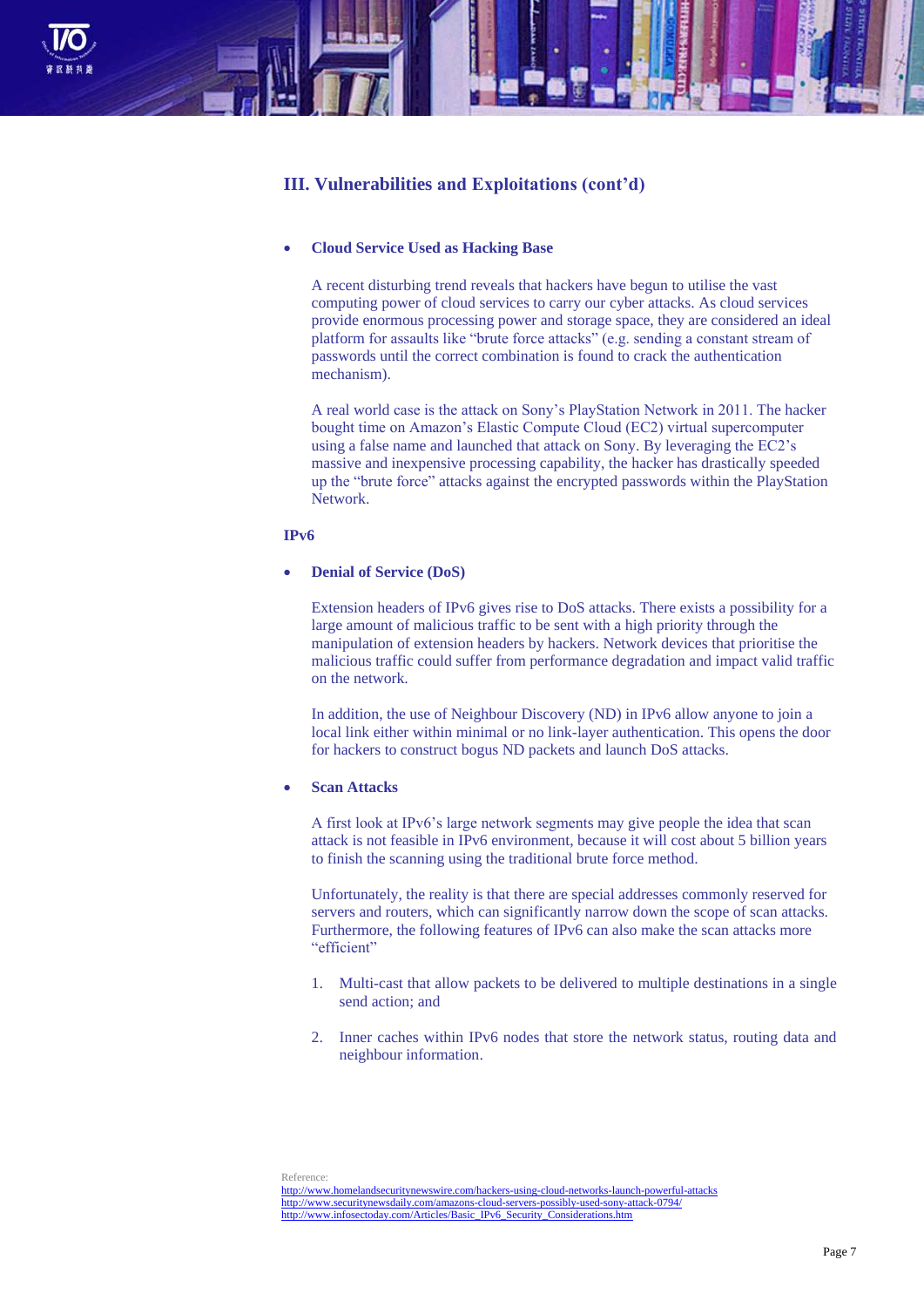## III. Vulnerabilities and Exploitations (cont'd)

- **Cloud Service Used as Hacking Base**

  A recent disturbing trend reveals that hackers have begun to utilise the vast computing power of cloud services to carry our cyber attacks. As cloud services provide enormous processing power and storage space, they are considered an ideal platform for assaults like "brute force attacks" (e.g. sending a constant stream of passwords until the correct combination is found to crack the authentication mechanism).

  A real world case is the attack on Sony's PlayStation Network in 2011. The hacker bought time on Amazon's Elastic Compute Cloud (EC2) virtual supercomputer using a false name and launched that attack on Sony. By leveraging the EC2's massive and inexpensive processing capability, the hacker has drastically speeded up the "brute force" attacks against the encrypted passwords within the PlayStation Network.

**IPv6**

- **Denial of Service (DoS)**

  Extension headers of IPv6 gives rise to DoS attacks. There exists a possibility for a large amount of malicious traffic to be sent with a high priority through the manipulation of extension headers by hackers. Network devices that prioritise the malicious traffic could suffer from performance degradation and impact valid traffic on the network.

  In addition, the use of Neighbour Discovery (ND) in IPv6 allow anyone to join a local link either within minimal or no link-layer authentication. This opens the door for hackers to construct bogus ND packets and launch DoS attacks.

- **Scan Attacks**

  A first look at IPv6's large network segments may give people the idea that scan attack is not feasible in IPv6 environment, because it will cost about 5 billion years to finish the scanning using the traditional brute force method.

  Unfortunately, the reality is that there are special addresses commonly reserved for servers and routers, which can significantly narrow down the scope of scan attacks. Furthermore, the following features of IPv6 can also make the scan attacks more "efficient"

  1. Multi-cast that allow packets to be delivered to multiple destinations in a single send action; and

  2. Inner caches within IPv6 nodes that store the network status, routing data and neighbour information.

Reference:
http://www.homelandsecuritynewswire.com/hackers-using-cloud-networks-launch-powerful-attacks
http://www.securitynewsdaily.com/amazons-cloud-servers-possibly-used-sony-attack-0794/
http://www.infosectoday.com/Articles/Basic_IPv6_Security_Considerations.htm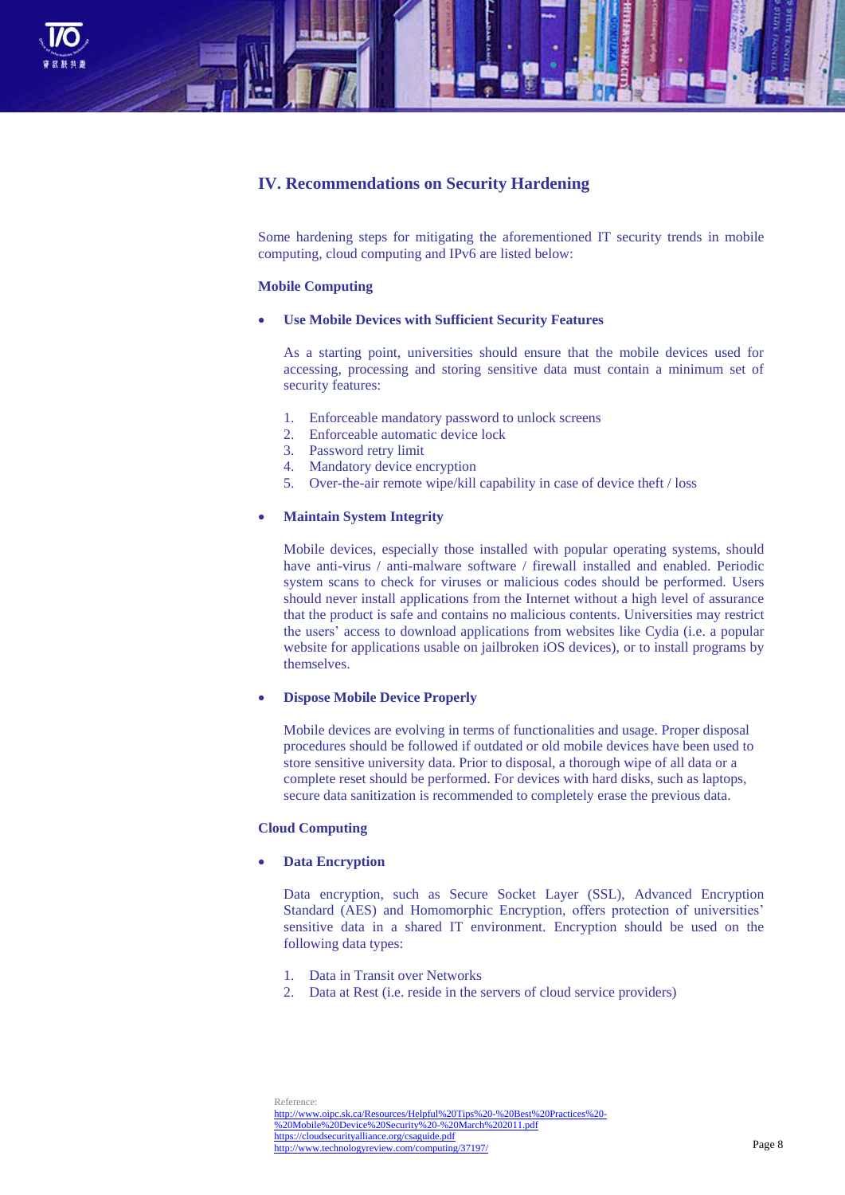## IV. Recommendations on Security Hardening

Some hardening steps for mitigating the aforementioned IT security trends in mobile computing, cloud computing and IPv6 are listed below:

### Mobile Computing

- **Use Mobile Devices with Sufficient Security Features**

  As a starting point, universities should ensure that the mobile devices used for accessing, processing and storing sensitive data must contain a minimum set of security features:

  1. Enforceable mandatory password to unlock screens
  2. Enforceable automatic device lock
  3. Password retry limit
  4. Mandatory device encryption
  5. Over-the-air remote wipe/kill capability in case of device theft / loss

- **Maintain System Integrity**

  Mobile devices, especially those installed with popular operating systems, should have anti-virus / anti-malware software / firewall installed and enabled. Periodic system scans to check for viruses or malicious codes should be performed. Users should never install applications from the Internet without a high level of assurance that the product is safe and contains no malicious contents. Universities may restrict the users' access to download applications from websites like Cydia (i.e. a popular website for applications usable on jailbroken iOS devices), or to install programs by themselves.

- **Dispose Mobile Device Properly**

  Mobile devices are evolving in terms of functionalities and usage. Proper disposal procedures should be followed if outdated or old mobile devices have been used to store sensitive university data. Prior to disposal, a thorough wipe of all data or a complete reset should be performed. For devices with hard disks, such as laptops, secure data sanitization is recommended to completely erase the previous data.

### Cloud Computing

- **Data Encryption**

  Data encryption, such as Secure Socket Layer (SSL), Advanced Encryption Standard (AES) and Homomorphic Encryption, offers protection of universities' sensitive data in a shared IT environment. Encryption should be used on the following data types:

  1. Data in Transit over Networks
  2. Data at Rest (i.e. reside in the servers of cloud service providers)

Reference:
http://www.oipc.sk.ca/Resources/Helpful%20Tips%20-%20Best%20Practices%20-%20Mobile%20Device%20Security%20-%20March%202011.pdf
https://cloudsecurityalliance.org/csaguide.pdf
http://www.technologyreview.com/computing/37197/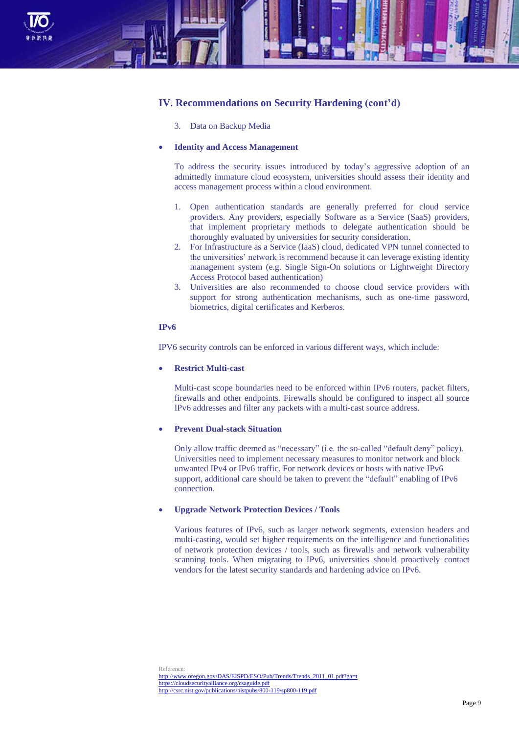## IV. Recommendations on Security Hardening (cont'd)

3. Data on Backup Media

- **Identity and Access Management**

  To address the security issues introduced by today's aggressive adoption of an admittedly immature cloud ecosystem, universities should assess their identity and access management process within a cloud environment.

  1. Open authentication standards are generally preferred for cloud service providers. Any providers, especially Software as a Service (SaaS) providers, that implement proprietary methods to delegate authentication should be thoroughly evaluated by universities for security consideration.
  2. For Infrastructure as a Service (IaaS) cloud, dedicated VPN tunnel connected to the universities' network is recommend because it can leverage existing identity management system (e.g. Single Sign-On solutions or Lightweight Directory Access Protocol based authentication)
  3. Universities are also recommended to choose cloud service providers with support for strong authentication mechanisms, such as one-time password, biometrics, digital certificates and Kerberos.

**IPv6**

IPV6 security controls can be enforced in various different ways, which include:

- **Restrict Multi-cast**

  Multi-cast scope boundaries need to be enforced within IPv6 routers, packet filters, firewalls and other endpoints. Firewalls should be configured to inspect all source IPv6 addresses and filter any packets with a multi-cast source address.

- **Prevent Dual-stack Situation**

  Only allow traffic deemed as "necessary" (i.e. the so-called "default deny" policy). Universities need to implement necessary measures to monitor network and block unwanted IPv4 or IPv6 traffic. For network devices or hosts with native IPv6 support, additional care should be taken to prevent the "default" enabling of IPv6 connection.

- **Upgrade Network Protection Devices / Tools**

  Various features of IPv6, such as larger network segments, extension headers and multi-casting, would set higher requirements on the intelligence and functionalities of network protection devices / tools, such as firewalls and network vulnerability scanning tools. When migrating to IPv6, universities should proactively contact vendors for the latest security standards and hardening advice on IPv6.

Reference:
http://www.oregon.gov/DAS/EISPD/ESO/Pub/Trends/Trends_2011_01.pdf?ga=t
https://cloudsecurityalliance.org/csaguide.pdf
http://csrc.nist.gov/publications/nistpubs/800-119/sp800-119.pdf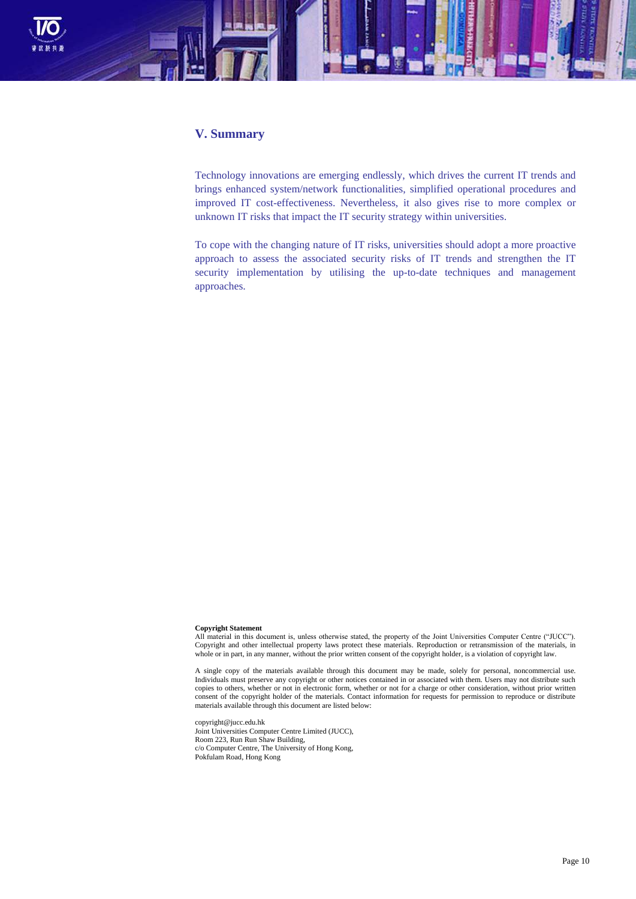## V. Summary

Technology innovations are emerging endlessly, which drives the current IT trends and brings enhanced system/network functionalities, simplified operational procedures and improved IT cost-effectiveness. Nevertheless, it also gives rise to more complex or unknown IT risks that impact the IT security strategy within universities.

To cope with the changing nature of IT risks, universities should adopt a more proactive approach to assess the associated security risks of IT trends and strengthen the IT security implementation by utilising the up-to-date techniques and management approaches.

**Copyright Statement**
All material in this document is, unless otherwise stated, the property of the Joint Universities Computer Centre ("JUCC"). Copyright and other intellectual property laws protect these materials. Reproduction or retransmission of the materials, in whole or in part, in any manner, without the prior written consent of the copyright holder, is a violation of copyright law.

A single copy of the materials available through this document may be made, solely for personal, noncommercial use. Individuals must preserve any copyright or other notices contained in or associated with them. Users may not distribute such copies to others, whether or not in electronic form, whether or not for a charge or other consideration, without prior written consent of the copyright holder of the materials. Contact information for requests for permission to reproduce or distribute materials available through this document are listed below:

copyright@jucc.edu.hk
Joint Universities Computer Centre Limited (JUCC),
Room 223, Run Run Shaw Building,
c/o Computer Centre, The University of Hong Kong,
Pokfulam Road, Hong Kong